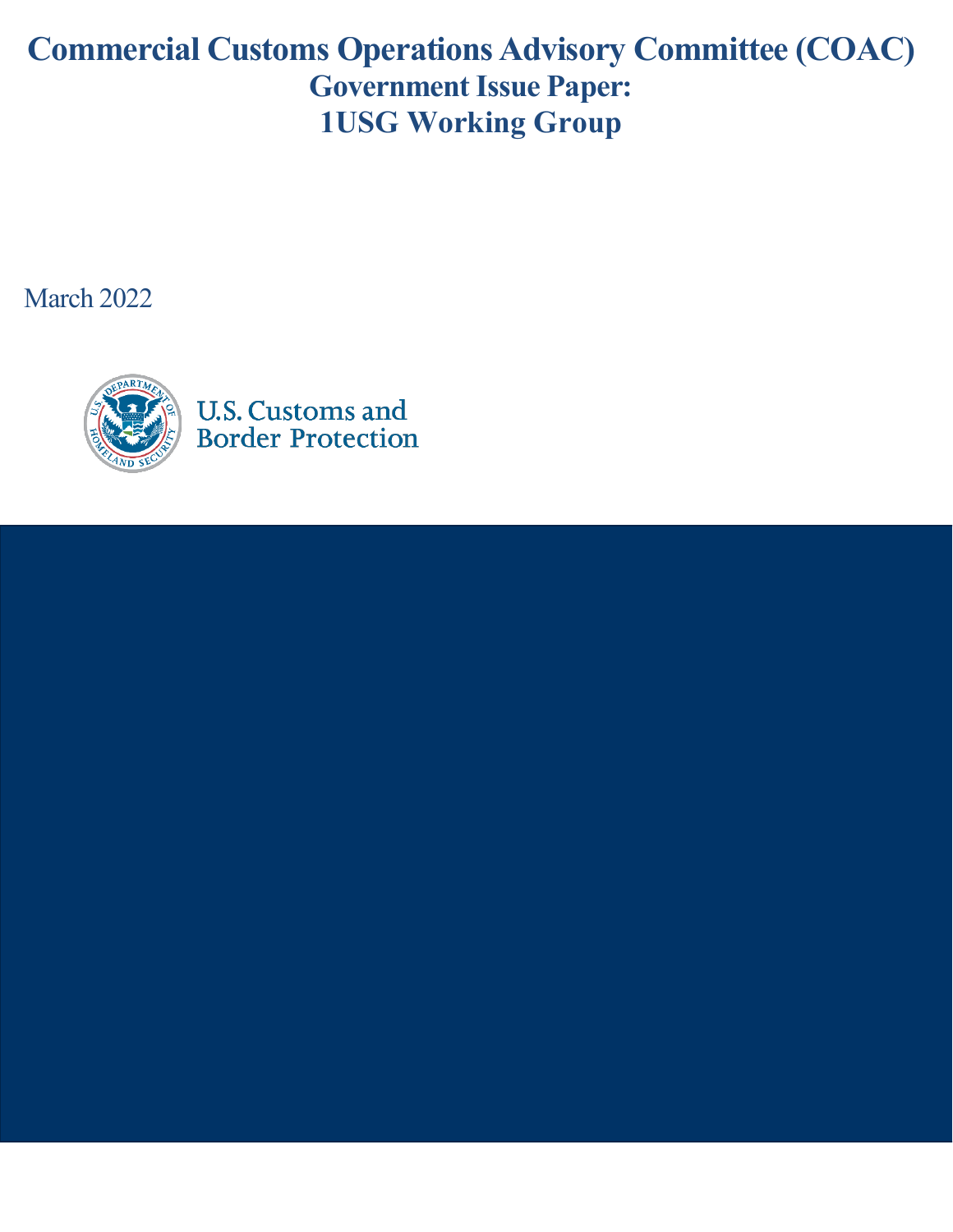# Commercial Customs Operations Advisory Committee (COAC)
## Government Issue Paper:
## 1USG Working Group

March 2022

U.S. Customs and Border Protection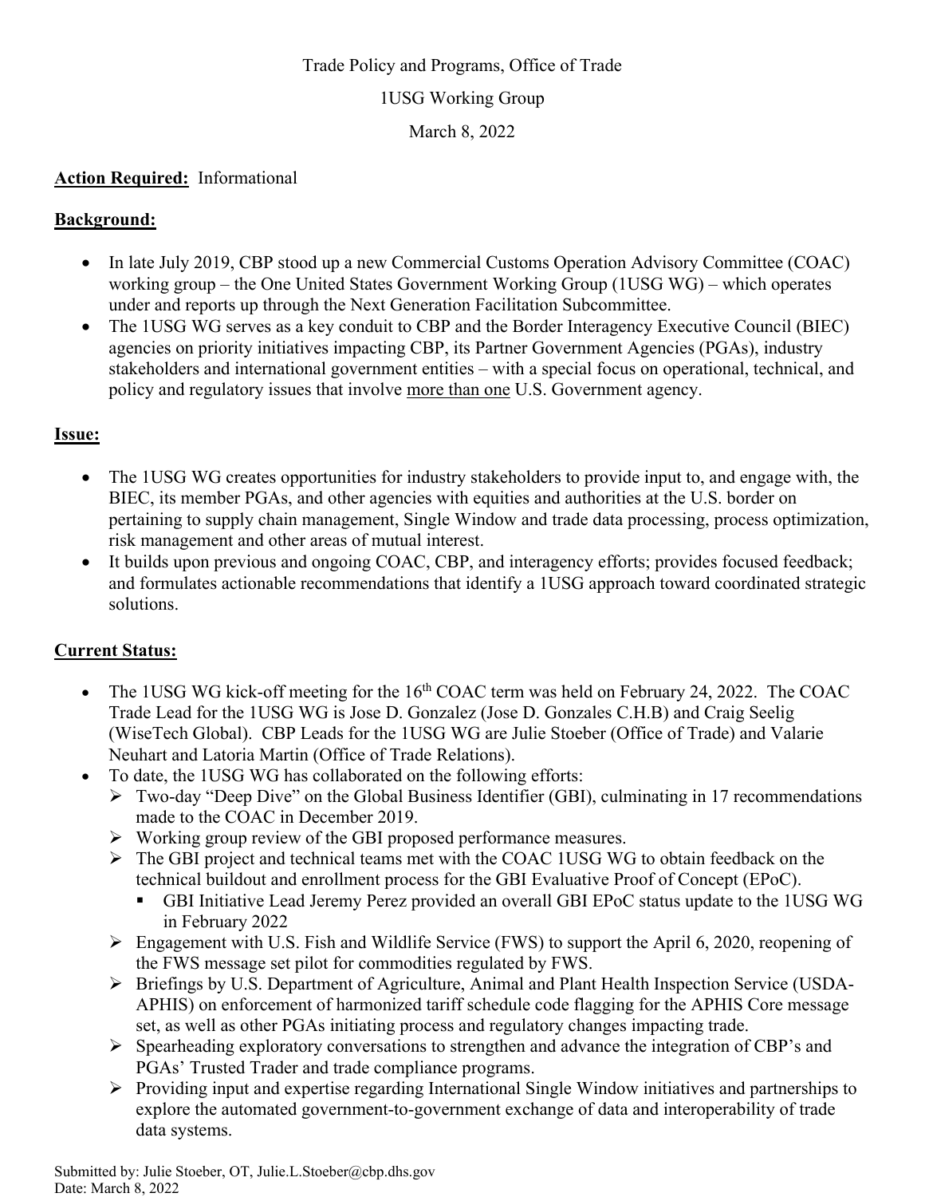Trade Policy and Programs, Office of Trade

1USG Working Group

March 8, 2022

**Action Required:** Informational

**Background:**

- In late July 2019, CBP stood up a new Commercial Customs Operation Advisory Committee (COAC) working group – the One United States Government Working Group (1USG WG) – which operates under and reports up through the Next Generation Facilitation Subcommittee.
- The 1USG WG serves as a key conduit to CBP and the Border Interagency Executive Council (BIEC) agencies on priority initiatives impacting CBP, its Partner Government Agencies (PGAs), industry stakeholders and international government entities – with a special focus on operational, technical, and policy and regulatory issues that involve more than one U.S. Government agency.

**Issue:**

- The 1USG WG creates opportunities for industry stakeholders to provide input to, and engage with, the BIEC, its member PGAs, and other agencies with equities and authorities at the U.S. border on pertaining to supply chain management, Single Window and trade data processing, process optimization, risk management and other areas of mutual interest.
- It builds upon previous and ongoing COAC, CBP, and interagency efforts; provides focused feedback; and formulates actionable recommendations that identify a 1USG approach toward coordinated strategic solutions.

**Current Status:**

- The 1USG WG kick-off meeting for the 16th COAC term was held on February 24, 2022. The COAC Trade Lead for the 1USG WG is Jose D. Gonzalez (Jose D. Gonzales C.H.B) and Craig Seelig (WiseTech Global). CBP Leads for the 1USG WG are Julie Stoeber (Office of Trade) and Valarie Neuhart and Latoria Martin (Office of Trade Relations).
- To date, the 1USG WG has collaborated on the following efforts:
  - Two-day "Deep Dive" on the Global Business Identifier (GBI), culminating in 17 recommendations made to the COAC in December 2019.
  - Working group review of the GBI proposed performance measures.
  - The GBI project and technical teams met with the COAC 1USG WG to obtain feedback on the technical buildout and enrollment process for the GBI Evaluative Proof of Concept (EPoC).
    - GBI Initiative Lead Jeremy Perez provided an overall GBI EPoC status update to the 1USG WG in February 2022
  - Engagement with U.S. Fish and Wildlife Service (FWS) to support the April 6, 2020, reopening of the FWS message set pilot for commodities regulated by FWS.
  - Briefings by U.S. Department of Agriculture, Animal and Plant Health Inspection Service (USDA-APHIS) on enforcement of harmonized tariff schedule code flagging for the APHIS Core message set, as well as other PGAs initiating process and regulatory changes impacting trade.
  - Spearheading exploratory conversations to strengthen and advance the integration of CBP's and PGAs' Trusted Trader and trade compliance programs.
  - Providing input and expertise regarding International Single Window initiatives and partnerships to explore the automated government-to-government exchange of data and interoperability of trade data systems.

Submitted by: Julie Stoeber, OT, Julie.L.Stoeber@cbp.dhs.gov
Date: March 8, 2022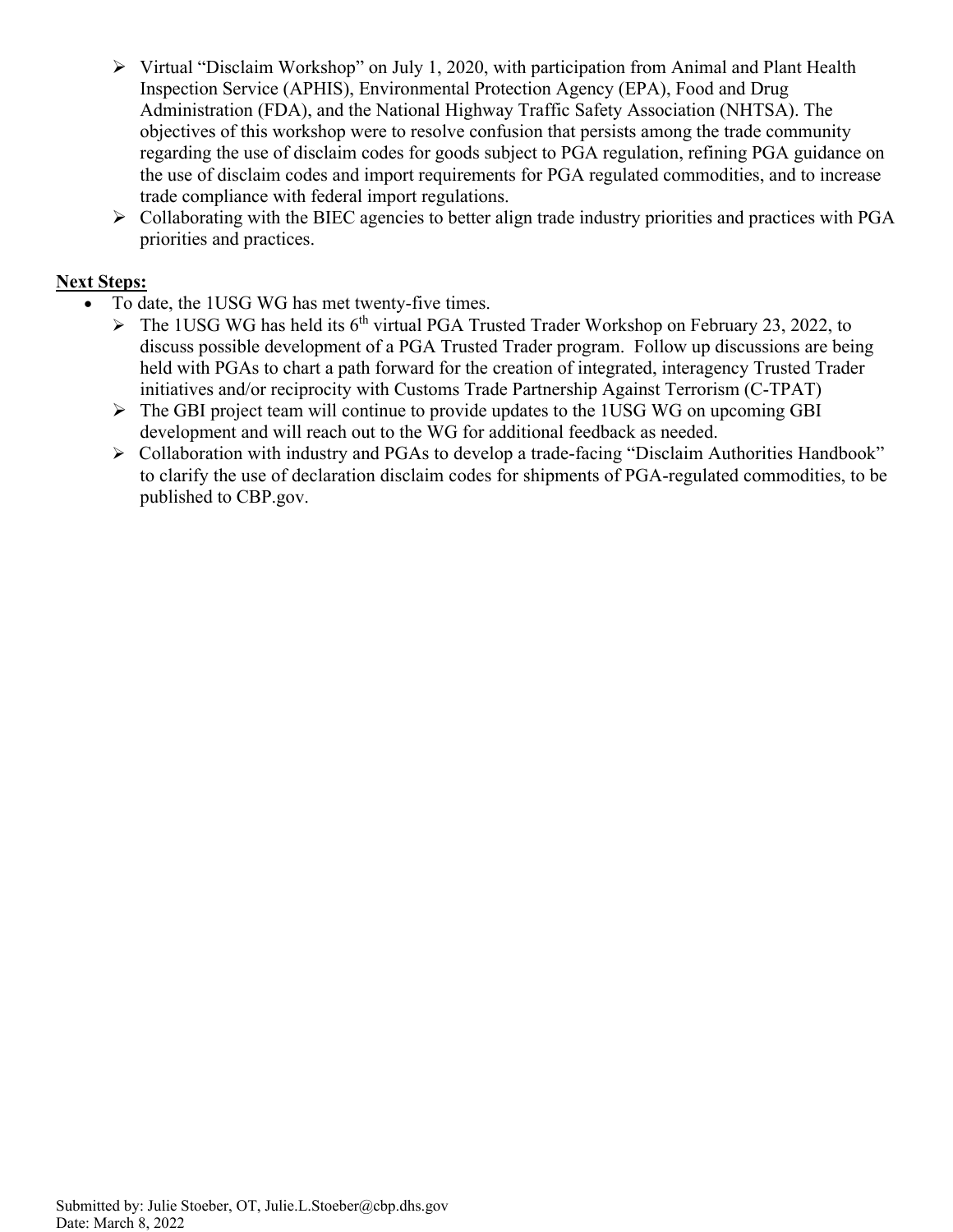- Virtual “Disclaim Workshop” on July 1, 2020, with participation from Animal and Plant Health Inspection Service (APHIS), Environmental Protection Agency (EPA), Food and Drug Administration (FDA), and the National Highway Traffic Safety Association (NHTSA). The objectives of this workshop were to resolve confusion that persists among the trade community regarding the use of disclaim codes for goods subject to PGA regulation, refining PGA guidance on the use of disclaim codes and import requirements for PGA regulated commodities, and to increase trade compliance with federal import regulations.
- Collaborating with the BIEC agencies to better align trade industry priorities and practices with PGA priorities and practices.

**Next Steps:**

- To date, the 1USG WG has met twenty-five times.
  - The 1USG WG has held its 6th virtual PGA Trusted Trader Workshop on February 23, 2022, to discuss possible development of a PGA Trusted Trader program. Follow up discussions are being held with PGAs to chart a path forward for the creation of integrated, interagency Trusted Trader initiatives and/or reciprocity with Customs Trade Partnership Against Terrorism (C-TPAT)
  - The GBI project team will continue to provide updates to the 1USG WG on upcoming GBI development and will reach out to the WG for additional feedback as needed.
  - Collaboration with industry and PGAs to develop a trade-facing “Disclaim Authorities Handbook” to clarify the use of declaration disclaim codes for shipments of PGA-regulated commodities, to be published to CBP.gov.

Submitted by: Julie Stoeber, OT, Julie.L.Stoeber@cbp.dhs.gov
Date: March 8, 2022